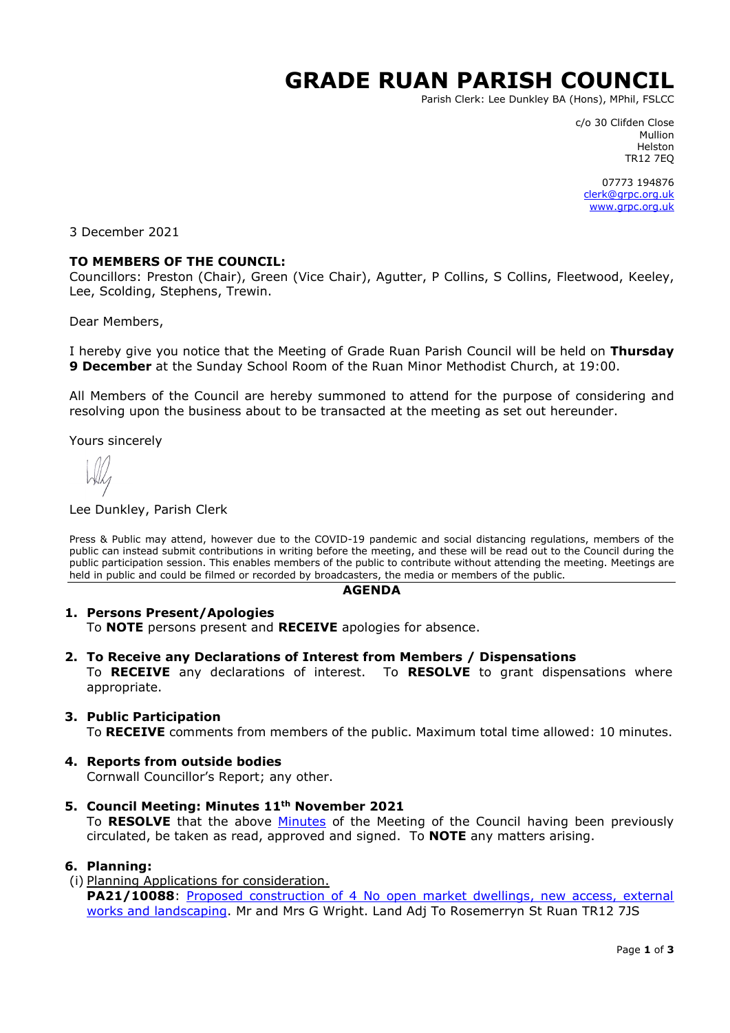# GRADE RUAN PARISH COUNCIL

Parish Clerk: Lee Dunkley BA (Hons), MPhil, FSLCC

c/o 30 Clifden Close
Mullion
Helston
TR12 7EQ

07773 194876
clerk@grpc.org.uk
www.grpc.org.uk

3 December 2021

**TO MEMBERS OF THE COUNCIL:**
Councillors: Preston (Chair), Green (Vice Chair), Agutter, P Collins, S Collins, Fleetwood, Keeley, Lee, Scolding, Stephens, Trewin.

Dear Members,

I hereby give you notice that the Meeting of Grade Ruan Parish Council will be held on **Thursday 9 December** at the Sunday School Room of the Ruan Minor Methodist Church, at 19:00.

All Members of the Council are hereby summoned to attend for the purpose of considering and resolving upon the business about to be transacted at the meeting as set out hereunder.

Yours sincerely

Lee Dunkley, Parish Clerk

Press & Public may attend, however due to the COVID-19 pandemic and social distancing regulations, members of the public can instead submit contributions in writing before the meeting, and these will be read out to the Council during the public participation session. This enables members of the public to contribute without attending the meeting. Meetings are held in public and could be filmed or recorded by broadcasters, the media or members of the public.

## AGENDA

1. **Persons Present/Apologies**
   To **NOTE** persons present and **RECEIVE** apologies for absence.

2. **To Receive any Declarations of Interest from Members / Dispensations**
   To **RECEIVE** any declarations of interest. To **RESOLVE** to grant dispensations where appropriate.

3. **Public Participation**
   To **RECEIVE** comments from members of the public. Maximum total time allowed: 10 minutes.

4. **Reports from outside bodies**
   Cornwall Councillor's Report; any other.

5. **Council Meeting: Minutes 11th November 2021**
   To **RESOLVE** that the above Minutes of the Meeting of the Council having been previously circulated, be taken as read, approved and signed. To **NOTE** any matters arising.

6. **Planning:**
   (i) Planning Applications for consideration.
   **PA21/10088**: Proposed construction of 4 No open market dwellings, new access, external works and landscaping. Mr and Mrs G Wright. Land Adj To Rosemerryn St Ruan TR12 7JS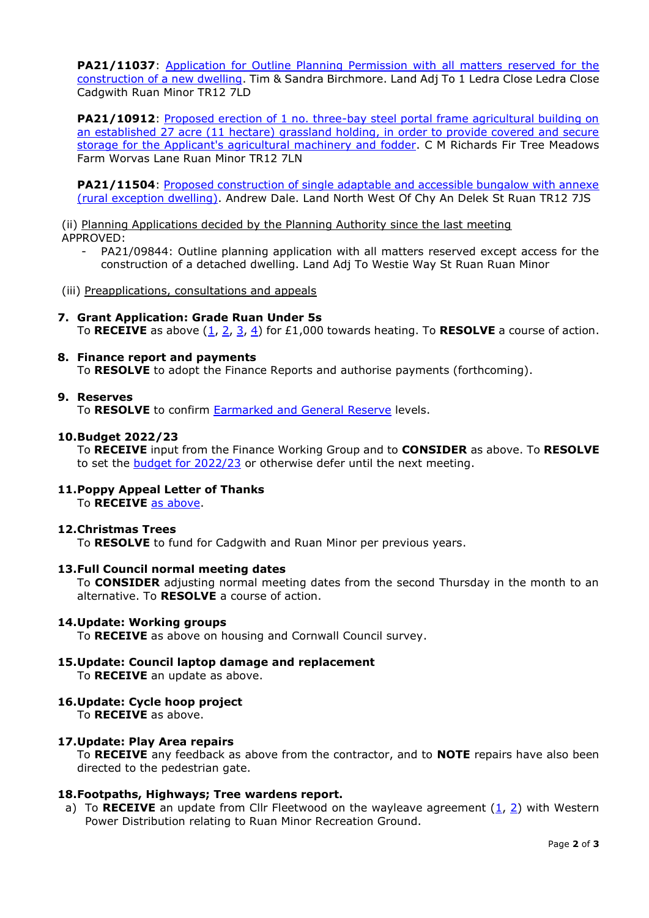**PA21/11037**: Application for Outline Planning Permission with all matters reserved for the construction of a new dwelling. Tim & Sandra Birchmore. Land Adj To 1 Ledra Close Ledra Close Cadgwith Ruan Minor TR12 7LD

**PA21/10912**: Proposed erection of 1 no. three-bay steel portal frame agricultural building on an established 27 acre (11 hectare) grassland holding, in order to provide covered and secure storage for the Applicant's agricultural machinery and fodder. C M Richards Fir Tree Meadows Farm Worvas Lane Ruan Minor TR12 7LN

**PA21/11504**: Proposed construction of single adaptable and accessible bungalow with annexe (rural exception dwelling). Andrew Dale. Land North West Of Chy An Delek St Ruan TR12 7JS

(ii) Planning Applications decided by the Planning Authority since the last meeting
APPROVED:

- PA21/09844: Outline planning application with all matters reserved except access for the construction of a detached dwelling. Land Adj To Westie Way St Ruan Ruan Minor

(iii) Preapplications, consultations and appeals

**7. Grant Application: Grade Ruan Under 5s**
To **RECEIVE** as above (1, 2, 3, 4) for £1,000 towards heating. To **RESOLVE** a course of action.

**8. Finance report and payments**
To **RESOLVE** to adopt the Finance Reports and authorise payments (forthcoming).

**9. Reserves**
To **RESOLVE** to confirm Earmarked and General Reserve levels.

**10. Budget 2022/23**
To **RECEIVE** input from the Finance Working Group and to **CONSIDER** as above. To **RESOLVE** to set the budget for 2022/23 or otherwise defer until the next meeting.

**11. Poppy Appeal Letter of Thanks**
To **RECEIVE** as above.

**12. Christmas Trees**
To **RESOLVE** to fund for Cadgwith and Ruan Minor per previous years.

**13. Full Council normal meeting dates**
To **CONSIDER** adjusting normal meeting dates from the second Thursday in the month to an alternative. To **RESOLVE** a course of action.

**14. Update: Working groups**
To **RECEIVE** as above on housing and Cornwall Council survey.

**15. Update: Council laptop damage and replacement**
To **RECEIVE** an update as above.

**16. Update: Cycle hoop project**
To **RECEIVE** as above.

**17. Update: Play Area repairs**
To **RECEIVE** any feedback as above from the contractor, and to **NOTE** repairs have also been directed to the pedestrian gate.

**18. Footpaths, Highways; Tree wardens report.**

a) To **RECEIVE** an update from Cllr Fleetwood on the wayleave agreement (1, 2) with Western Power Distribution relating to Ruan Minor Recreation Ground.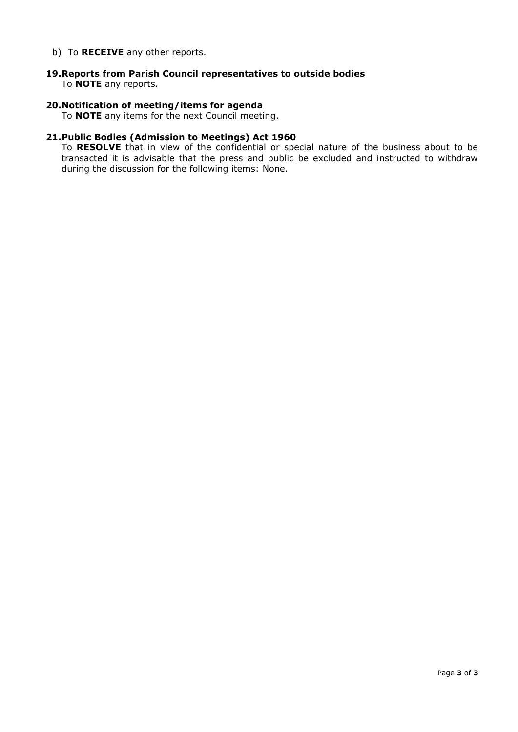b) To **RECEIVE** any other reports.

**19. Reports from Parish Council representatives to outside bodies**

To **NOTE** any reports.

**20. Notification of meeting/items for agenda**

To **NOTE** any items for the next Council meeting.

**21. Public Bodies (Admission to Meetings) Act 1960**

To **RESOLVE** that in view of the confidential or special nature of the business about to be transacted it is advisable that the press and public be excluded and instructed to withdraw during the discussion for the following items: None.